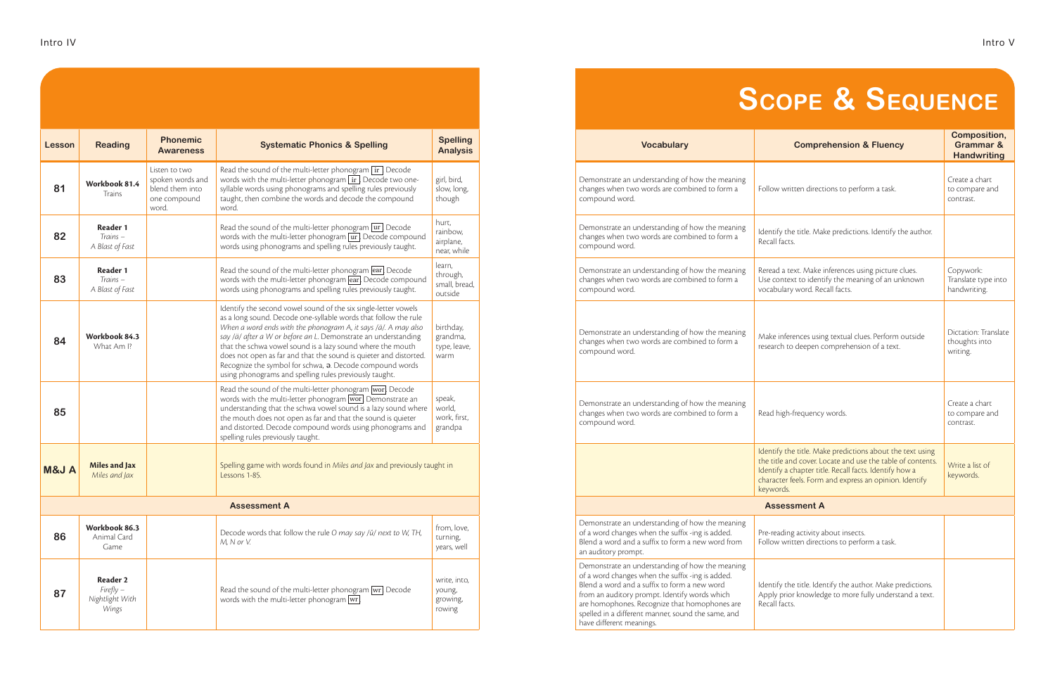# Scope & Sequence

| Lesson | Reading | Phonemic Awareness | Systematic Phonics & Spelling | Spelling Analysis | Vocabulary | Comprehension & Fluency | Composition, Grammar & Handwriting |
|---|---|---|---|---|---|---|---|
| 81 | **Workbook 81.4** Trains | Listen to two spoken words and blend them into one compound word. | Read the sound of the multi-letter phonogram ir. Decode words with the multi-letter phonogram ir. Decode two one-syllable words using phonograms and spelling rules previously taught, then combine the words and decode the compound word. | girl, bird, slow, long, though | Demonstrate an understanding of how the meaning changes when two words are combined to form a compound word. | Follow written directions to perform a task. | Create a chart to compare and contrast. |
| 82 | **Reader 1** *Trains – A Blast of Fast* | | Read the sound of the multi-letter phonogram ur. Decode words with the multi-letter phonogram ur. Decode compound words using phonograms and spelling rules previously taught. | hurt, rainbow, airplane, near, while | Demonstrate an understanding of how the meaning changes when two words are combined to form a compound word. | Identify the title. Make predictions. Identify the author. Recall facts. | |
| 83 | **Reader 1** *Trains – A Blast of Fast* | | Read the sound of the multi-letter phonogram ear. Decode words with the multi-letter phonogram ear. Decode compound words using phonograms and spelling rules previously taught. | learn, through, small, bread, outside | Demonstrate an understanding of how the meaning changes when two words are combined to form a compound word. | Reread a text. Make inferences using picture clues. Use context to identify the meaning of an unknown vocabulary word. Recall facts. | Copywork: Translate type into handwriting. |
| 84 | **Workbook 84.3** What Am I? | | Identify the second vowel sound of the six single-letter vowels as a long sound. Decode one-syllable words that follow the rule *When a word ends with the phonogram A, it says /ä/. A may also say /ä/ after a W or before an L.* Demonstrate an understanding that the schwa vowel sound is a lazy sound where the mouth does not open as far and that the sound is quieter and distorted. Recognize the symbol for schwa, ə. Decode compound words using phonograms and spelling rules previously taught. | birthday, grandma, type, leave, warm | Demonstrate an understanding of how the meaning changes when two words are combined to form a compound word. | Make inferences using textual clues. Perform outside research to deepen comprehension of a text. | Dictation: Translate thoughts into writing. |
| 85 | | | Read the sound of the multi-letter phonogram wor. Decode words with the multi-letter phonogram wor. Demonstrate an understanding that the schwa vowel sound is a lazy sound where the mouth does not open as far and that the sound is quieter and distorted. Decode compound words using phonograms and spelling rules previously taught. | speak, world, work, first, grandpa | Demonstrate an understanding of how the meaning changes when two words are combined to form a compound word. | Read high-frequency words. | Create a chart to compare and contrast. |
| **M&J A** | **Miles and Jax** *Miles and Jax* | | Spelling game with words found in *Miles and Jax* and previously taught in Lessons 1-85. | | | Identify the title. Make predictions about the text using the title and cover. Locate and use the table of contents. Identify a chapter title. Recall facts. Identify how a character feels. Form and express an opinion. Identify keywords. | Write a list of keywords. |
| **Assessment A** | | | | | | | |
| 86 | **Workbook 86.3** Animal Card Game | | Decode words that follow the rule *O may say /ŭ/ next to W, TH, M, N or V.* | from, love, turning, years, well | Demonstrate an understanding of how the meaning of a word changes when the suffix -ing is added. Blend a word and a suffix to form a new word from an auditory prompt. | Pre-reading activity about insects. Follow written directions to perform a task. | |
| 87 | **Reader 2** *Firefly – Nightlight With Wings* | | Read the sound of the multi-letter phonogram wr. Decode words with the multi-letter phonogram wr. | write, into, young, growing, rowing | Demonstrate an understanding of how the meaning of a word changes when the suffix -ing is added. Blend a word and a suffix to form a new word from an auditory prompt. Identify words which are homophones. Recognize that homophones are spelled in a different manner, sound the same, and have different meanings. | Identify the title. Identify the author. Make predictions. Apply prior knowledge to more fully understand a text. Recall facts. | |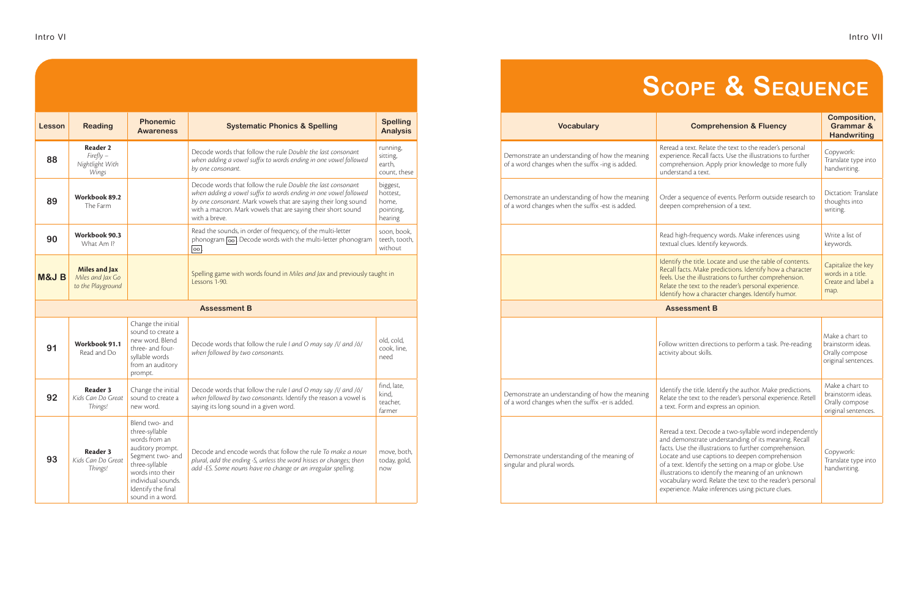# Scope & Sequence

| Lesson | Reading | Phonemic Awareness | Systematic Phonics & Spelling | Spelling Analysis | Vocabulary | Comprehension & Fluency | Composition, Grammar & Handwriting |
|---|---|---|---|---|---|---|---|
| 88 | **Reader 2** *Firefly – Nightlight With Wings* | | Decode words that follow the rule *Double the last consonant when adding a vowel suffix to words ending in one vowel followed by one consonant.* | running, sitting, earth, count, these | Demonstrate an understanding of how the meaning of a word changes when the suffix -ing is added. | Reread a text. Relate the text to the reader's personal experience. Recall facts. Use the illustrations to further comprehension. Apply prior knowledge to more fully understand a text. | Copywork: Translate type into handwriting. |
| 89 | **Workbook 89.2** The Farm | | Decode words that follow the rule *Double the last consonant when adding a vowel suffix to words ending in one vowel followed by one consonant.* Mark vowels that are saying their long sound with a macron. Mark vowels that are saying their short sound with a breve. | biggest, hottest, home, pointing, hearing | Demonstrate an understanding of how the meaning of a word changes when the suffix -est is added. | Order a sequence of events. Perform outside research to deepen comprehension of a text. | Dictation: Translate thoughts into writing. |
| 90 | **Workbook 90.3** What Am I? | | Read the sounds, in order of frequency, of the multi-letter phonogram oo. Decode words with the multi-letter phonogram oo. | soon, book, teeth, tooth, without | | Read high-frequency words. Make inferences using textual clues. Identify keywords. | Write a list of keywords. |
| M&J B | **Miles and Jax** *Miles and Jax Go to the Playground* | | Spelling game with words found in *Miles and Jax* and previously taught in Lessons 1-90. | | | Identify the title. Locate and use the table of contents. Recall facts. Make predictions. Identify how a character feels. Use the illustrations to further comprehension. Relate the text to the reader's personal experience. Identify how a character changes. Identify humor. | Capitalize the key words in a title. Create and label a map. |
| **Assessment B** | | | | | | | |
| 91 | **Workbook 91.1** Read and Do | Change the initial sound to create a new word. Blend three- and four-syllable words from an auditory prompt. | Decode words that follow the rule *I and O may say /ī/ and /ō/ when followed by two consonants.* | old, cold, cook, line, need | | Follow written directions to perform a task. Pre-reading activity about skills. | Make a chart to brainstorm ideas. Orally compose original sentences. |
| 92 | **Reader 3** *Kids Can Do Great Things!* | Change the initial sound to create a new word. | Decode words that follow the rule *I and O may say /ī/ and /ō/ when followed by two consonants.* Identify the reason a vowel is saying its long sound in a given word. | find, late, kind, teacher, farmer | Demonstrate an understanding of how the meaning of a word changes when the suffix -er is added. | Identify the title. Identify the author. Make predictions. Relate the text to the reader's personal experience. Retell a text. Form and express an opinion. | Make a chart to brainstorm ideas. Orally compose original sentences. |
| 93 | **Reader 3** *Kids Can Do Great Things!* | Blend two- and three-syllable words from an auditory prompt. Segment two- and three-syllable words into their individual sounds. Identify the final sound in a word. | Decode and encode words that follow the rule *To make a noun plural, add the ending -S, unless the word hisses or changes; then add -ES. Some nouns have no change or an irregular spelling.* | move, both, today, gold, now | Demonstrate understanding of the meaning of singular and plural words. | Reread a text. Decode a two-syllable word independently and demonstrate understanding of its meaning. Recall facts. Use the illustrations to further comprehension. Locate and use captions to deepen comprehension of a text. Identify the setting on a map or globe. Use illustrations to identify the meaning of an unknown vocabulary word. Relate the text to the reader's personal experience. Make inferences using picture clues. | Copywork: Translate type into handwriting. |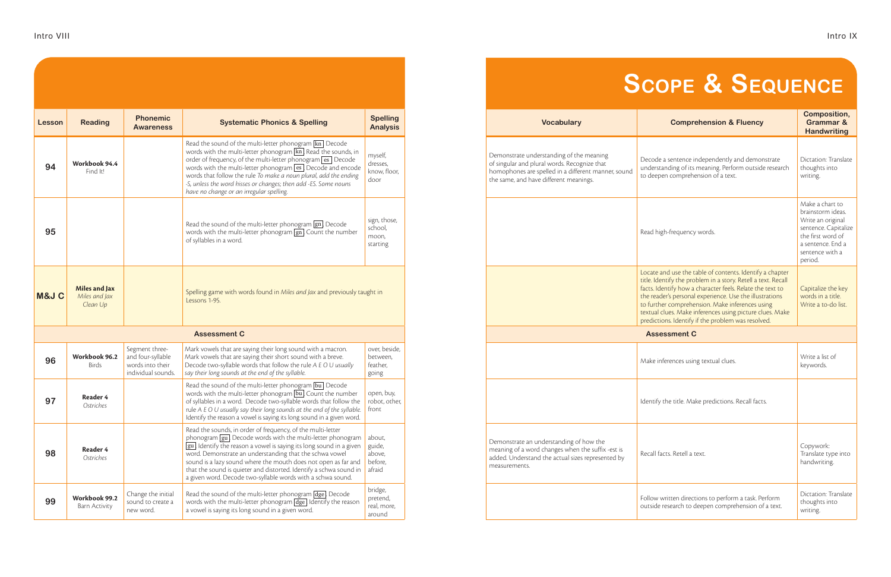# Scope & Sequence

| Lesson | Reading | Phonemic Awareness | Systematic Phonics & Spelling | Spelling Analysis | Vocabulary | Comprehension & Fluency | Composition, Grammar & Handwriting |
|---|---|---|---|---|---|---|---|
| 94 | **Workbook 94.4** Find It! | | Read the sound of the multi-letter phonogram kn. Decode words with the multi-letter phonogram kn. Read the sounds, in order of frequency, of the multi-letter phonogram es. Decode words with the multi-letter phonogram es. Decode and encode words that follow the rule *To make a noun plural, add the ending -S, unless the word hisses or changes; then add -ES. Some nouns have no change or an irregular spelling.* | myself, dresses, know, floor, door | Demonstrate understanding of the meaning of singular and plural words. Recognize that homophones are spelled in a different manner, sound the same, and have different meanings. | Decode a sentence independently and demonstrate understanding of its meaning. Perform outside research to deepen comprehension of a text. | Dictation: Translate thoughts into writing. |
| 95 | | | Read the sound of the multi-letter phonogram gn. Decode words with the multi-letter phonogram gn. Count the number of syllables in a word. | sign, those, school, moon, starting | | Read high-frequency words. | Make a chart to brainstorm ideas. Write an original sentence. Capitalize the first word of a sentence. End a sentence with a period. |
| M&J C | **Miles and Jax** *Miles and Jax Clean Up* | | Spelling game with words found in *Miles and Jax* and previously taught in Lessons 1-95. | | | Locate and use the table of contents. Identify a chapter title. Identify the problem in a story. Retell a text. Recall facts. Identify how a character feels. Relate the text to the reader's personal experience. Use the illustrations to further comprehension. Make inferences using textual clues. Make inferences using picture clues. Make predictions. Identify if the problem was resolved. | Capitalize the key words in a title. Write a to-do list. |
| **Assessment C** | | | | | **Assessment C** | | |
| 96 | **Workbook 96.2** Birds | Segment three- and four-syllable words into their individual sounds. | Mark vowels that are saying their long sound with a macron. Mark vowels that are saying their short sound with a breve. Decode two-syllable words that follow the rule *A E O U usually say their long sounds at the end of the syllable.* | over, beside, between, feather, going | | Make inferences using textual clues. | Write a list of keywords. |
| 97 | **Reader 4** *Ostriches* | | Read the sound of the multi-letter phonogram bu. Decode words with the multi-letter phonogram bu. Count the number of syllables in a word. Decode two-syllable words that follow the rule *A E O U usually say their long sounds at the end of the syllable.* Identify the reason a vowel is saying its long sound in a given word. | open, buy, robot, other, front | | Identify the title. Make predictions. Recall facts. | |
| 98 | **Reader 4** *Ostriches* | | Read the sounds, in order of frequency, of the multi-letter phonogram gu. Decode words with the multi-letter phonogram gu. Identify the reason a vowel is saying its long sound in a given word. Demonstrate an understanding that the schwa vowel sound is a lazy sound where the mouth does not open as far and that the sound is quieter and distorted. Identify a schwa sound in a given word. Decode two-syllable words with a schwa sound. | about, guide, above, before, afraid | Demonstrate an understanding of how the meaning of a word changes when the suffix -est is added. Understand the actual sizes represented by measurements. | Recall facts. Retell a text. | Copywork: Translate type into handwriting. |
| 99 | **Workbook 99.2** Barn Activity | Change the initial sound to create a new word. | Read the sound of the multi-letter phonogram dge. Decode words with the multi-letter phonogram dge. Identify the reason a vowel is saying its long sound in a given word. | bridge, pretend, real, more, around | | Follow written directions to perform a task. Perform outside research to deepen comprehension of a text. | Dictation: Translate thoughts into writing. |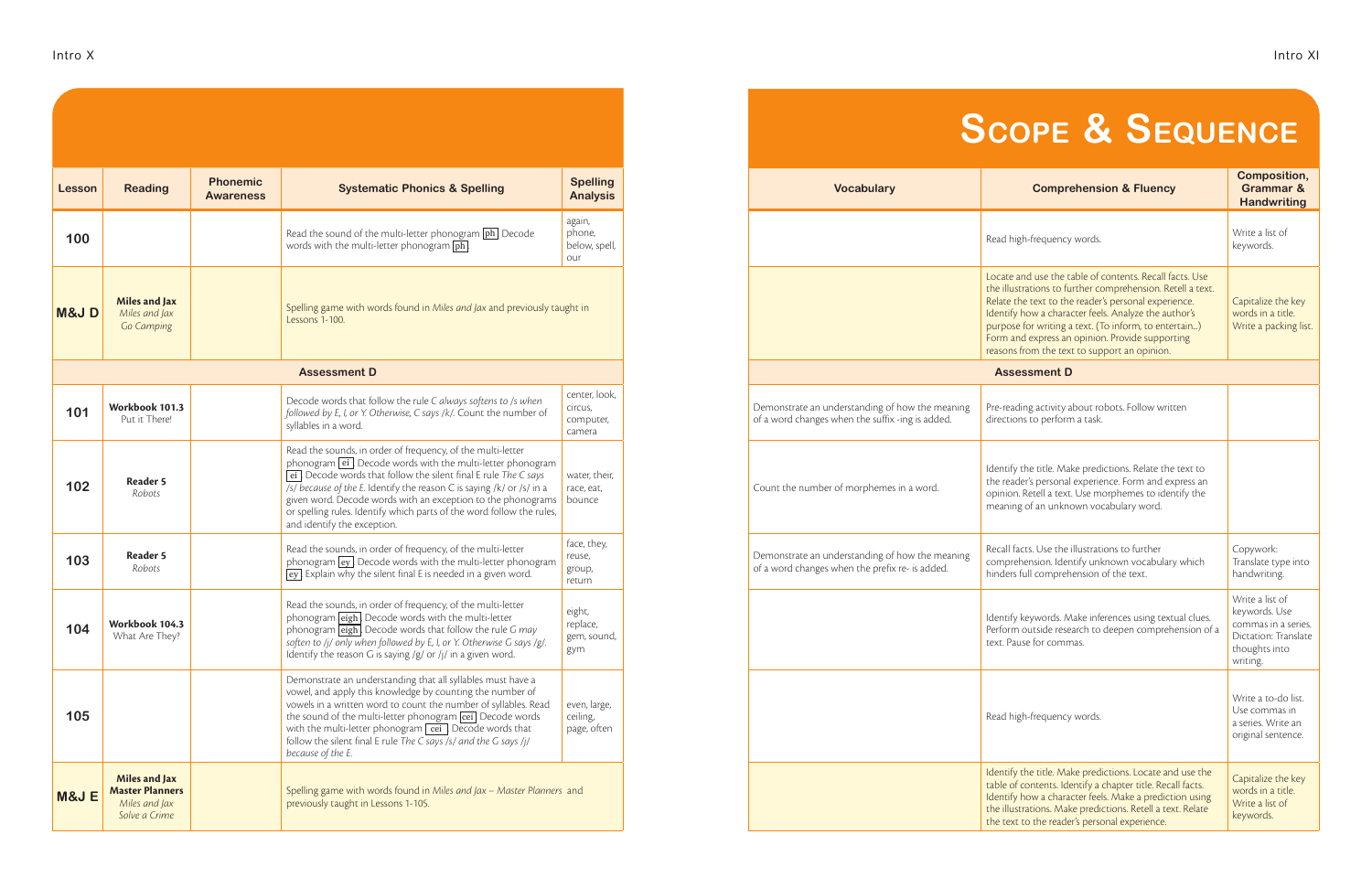# Scope & Sequence

| Lesson | Reading | Phonemic Awareness | Systematic Phonics & Spelling | Spelling Analysis | Vocabulary | Comprehension & Fluency | Composition, Grammar & Handwriting |
|---|---|---|---|---|---|---|---|
| **100** | | | Read the sound of the multi-letter phonogram [ph] Decode words with the multi-letter phonogram [ph] | again, phone, below, spell, our | | Read high-frequency words. | Write a list of keywords. |
| **M&J D** | **Miles and Jax** *Miles and Jax Go Camping* | | Spelling game with words found in *Miles and Jax* and previously taught in Lessons 1-100. | | | Locate and use the table of contents. Recall facts. Use the illustrations to further comprehension. Retell a text. Relate the text to the reader's personal experience. Identify how a character feels. Analyze the author's purpose for writing a text. (To inform, to entertain...) Form and express an opinion. Provide supporting reasons from the text to support an opinion. | Capitalize the key words in a title. Write a packing list. |
| **Assessment D** | | | | | | **Assessment D** | |
| **101** | **Workbook 101.3** Put it There! | | Decode words that follow the rule *C always softens to /s when followed by E, I, or Y. Otherwise, C says /k/.* Count the number of syllables in a word. | center, look, circus, computer, camera | Demonstrate an understanding of how the meaning of a word changes when the suffix -ing is added. | Pre-reading activity about robots. Follow written directions to perform a task. | |
| **102** | **Reader 5** *Robots* | | Read the sounds, in order of frequency, of the multi-letter phonogram [ei] Decode words with the multi-letter phonogram [ei] Decode words that follow the silent final E rule *The C says /s/ because of the E.* Identify the reason C is saying /k/ or /s/ in a given word. Decode words with an exception to the phonograms or spelling rules. Identify which parts of the word follow the rules, and identify the exception. | water, their, race, eat, bounce | Count the number of morphemes in a word. | Identify the title. Make predictions. Relate the text to the reader's personal experience. Form and express an opinion. Retell a text. Use morphemes to identify the meaning of an unknown vocabulary word. | |
| **103** | **Reader 5** *Robots* | | Read the sounds, in order of frequency, of the multi-letter phonogram [ey] Decode words with the multi-letter phonogram [ey] Explain why the silent final E is needed in a given word. | face, they, reuse, group, return | Demonstrate an understanding of how the meaning of a word changes when the prefix re- is added. | Recall facts. Use the illustrations to further comprehension. Identify unknown vocabulary which hinders full comprehension of the text. | Copywork: Translate type into handwriting. |
| **104** | **Workbook 104.3** What Are They? | | Read the sounds, in order of frequency, of the multi-letter phonogram [eigh] Decode words with the multi-letter phonogram [eigh] Decode words that follow the rule *G may soften to /j/ only when followed by E, I, or Y. Otherwise G says /g/.* Identify the reason G is saying /g/ or /j/ in a given word. | eight, replace, gem, sound, gym | | Identify keywords. Make inferences using textual clues. Perform outside research to deepen comprehension of a text. Pause for commas. | Write a list of keywords. Use commas in a series. Dictation: Translate thoughts into writing. |
| **105** | | | Demonstrate an understanding that all syllables must have a vowel, and apply this knowledge by counting the number of vowels in a written word to count the number of syllables. Read the sound of the multi-letter phonogram [cei] Decode words with the multi-letter phonogram [cei] Decode words that follow the silent final E rule *The C says /s/ and the G says /j/ because of the E.* | even, large, ceiling, page, often | | Read high-frequency words. | Write a to-do list. Use commas in a series. Write an original sentence. |
| **M&J E** | **Miles and Jax Master Planners** *Miles and Jax Solve a Crime* | | Spelling game with words found in *Miles and Jax – Master Planners* and previously taught in Lessons 1-105. | | | Identify the title. Make predictions. Locate and use the table of contents. Identify a chapter title. Recall facts. Identify how a character feels. Make a prediction using the illustrations. Make predictions. Retell a text. Relate the text to the reader's personal experience. | Capitalize the key words in a title. Write a list of keywords. |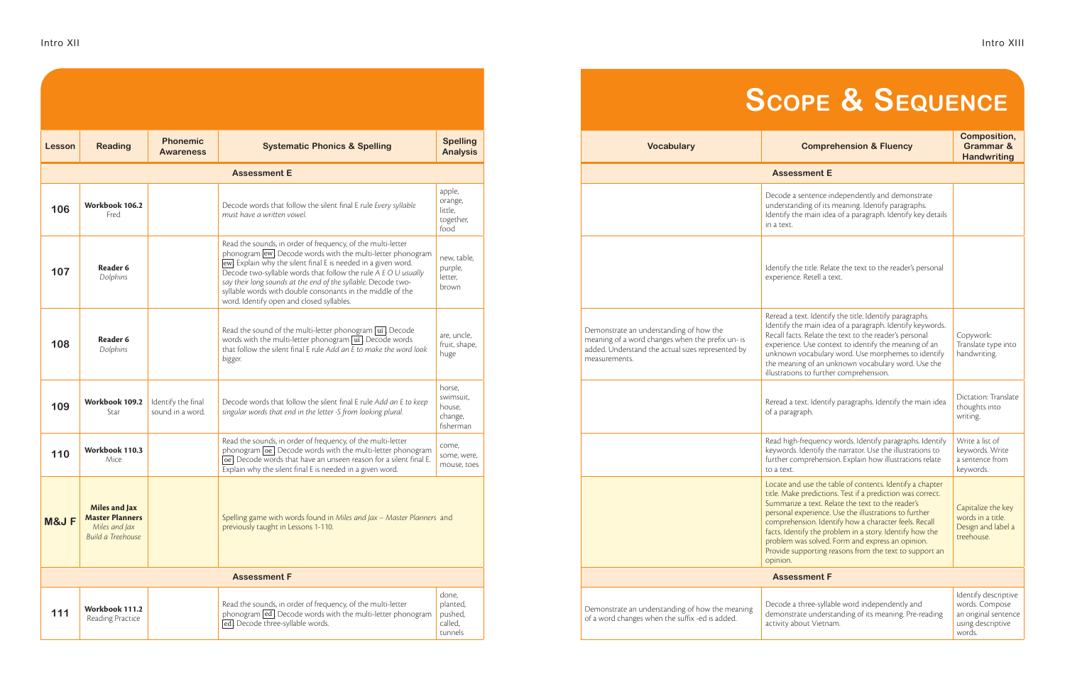# Scope & Sequence

| Lesson | Reading | Phonemic Awareness | Systematic Phonics & Spelling | Spelling Analysis | Vocabulary | Comprehension & Fluency | Composition, Grammar & Handwriting |
|---|---|---|---|---|---|---|---|
| **Assessment E** | | | | | | | |
| 106 | **Workbook 106.2** Fred | | Decode words that follow the silent final E rule *Every syllable must have a written vowel.* | apple, orange, little, together, food | | Decode a sentence independently and demonstrate understanding of its meaning. Identify paragraphs. Identify the main idea of a paragraph. Identify key details in a text. | |
| 107 | **Reader 6** *Dolphins* | | Read the sounds, in order of frequency, of the multi-letter phonogram [ew]. Decode words with the multi-letter phonogram [ew]. Explain why the silent final E is needed in a given word. Decode two-syllable words that follow the rule *A E O U usually say their long sounds at the end of the syllable.* Decode two-syllable words with double consonants in the middle of the word. Identify open and closed syllables. | new, table, purple, letter, brown | | Identify the title. Relate the text to the reader's personal experience. Retell a text. | |
| 108 | **Reader 6** *Dolphins* | | Read the sound of the multi-letter phonogram [ui]. Decode words with the multi-letter phonogram [ui]. Decode words that follow the silent final E rule *Add an E to make the word look bigger.* | are, uncle, fruit, shape, huge | Demonstrate an understanding of how the meaning of a word changes when the prefix un- is added. Understand the actual sizes represented by measurements. | Reread a text. Identify the title. Identify paragraphs. Identify the main idea of a paragraph. Identify keywords. Recall facts. Relate the text to the reader's personal experience. Use context to identify the meaning of an unknown vocabulary word. Use morphemes to identify the meaning of an unknown vocabulary word. Use the illustrations to further comprehension. | Copywork: Translate type into handwriting. |
| 109 | **Workbook 109.2** Star | Identify the final sound in a word. | Decode words that follow the silent final E rule *Add an E to keep singular words that end in the letter -S from looking plural.* | horse, swimsuit, house, change, fisherman | | Reread a text. Identify paragraphs. Identify the main idea of a paragraph. | Dictation: Translate thoughts into writing. |
| 110 | **Workbook 110.3** Mice | | Read the sounds, in order of frequency, of the multi-letter phonogram [oe]. Decode words with the multi-letter phonogram [oe]. Decode words that have an unseen reason for a silent final E. Explain why the silent final E is needed in a given word. | come, some, were, mouse, toes | | Read high-frequency words. Identify paragraphs. Identify keywords. Identify the narrator. Use the illustrations to further comprehension. Explain how illustrations relate to a text. | Write a list of keywords. Write a sentence from keywords. |
| M&J F | **Miles and Jax Master Planners** *Miles and Jax Build a Treehouse* | | Spelling game with words found in *Miles and Jax – Master Planners* and previously taught in Lessons 1-110. | | | Locate and use the table of contents. Identify a chapter title. Make predictions. Test if a prediction was correct. Summarize a text. Relate the text to the reader's personal experience. Use the illustrations to further comprehension. Identify how a character feels. Recall facts. Identify the problem in a story. Identify how the problem was solved. Form and express an opinion. Provide supporting reasons from the text to support an opinion. | Capitalize the key words in a title. Design and label a treehouse. |
| **Assessment F** | | | | | | | |
| 111 | **Workbook 111.2** Reading Practice | | Read the sounds, in order of frequency, of the multi-letter phonogram [ed]. Decode words with the multi-letter phonogram [ed]. Decode three-syllable words. | done, planted, pushed, called, tunnels | Demonstrate an understanding of how the meaning of a word changes when the suffix -ed is added. | Decode a three-syllable word independently and demonstrate understanding of its meaning. Pre-reading activity about Vietnam. | Identify descriptive words. Compose an original sentence using descriptive words. |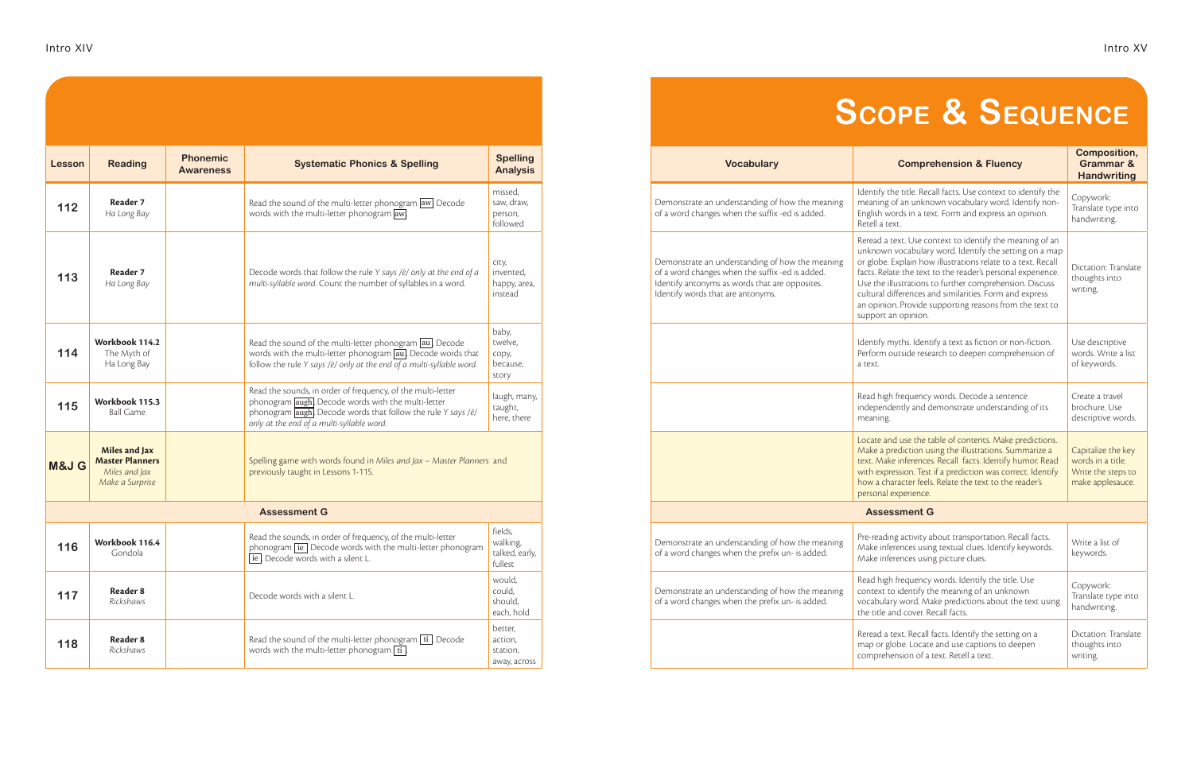# Scope & Sequence

| Lesson | Reading | Phonemic Awareness | Systematic Phonics & Spelling | Spelling Analysis | Vocabulary | Comprehension & Fluency | Composition, Grammar & Handwriting |
|---|---|---|---|---|---|---|---|
| 112 | **Reader 7** *Ha Long Bay* | | Read the sound of the multi-letter phonogram aw. Decode words with the multi-letter phonogram aw. | missed, saw, draw, person, followed | Demonstrate an understanding of how the meaning of a word changes when the suffix -ed is added. | Identify the title. Recall facts. Use context to identify the meaning of an unknown vocabulary word. Identify non-English words in a text. Form and express an opinion. Retell a text. | Copywork: Translate type into handwriting. |
| 113 | **Reader 7** *Ha Long Bay* | | Decode words that follow the rule *Y says /ē/ only at the end of a multi-syllable word.* Count the number of syllables in a word. | city, invented, happy, area, instead | Demonstrate an understanding of how the meaning of a word changes when the suffix -ed is added. Identify antonyms as words that are opposites. Identify words that are antonyms. | Reread a text. Use context to identify the meaning of an unknown vocabulary word. Identify the setting on a map or globe. Explain how illustrations relate to a text. Recall facts. Relate the text to the reader's personal experience. Use the illustrations to further comprehension. Discuss cultural differences and similarities. Form and express an opinion. Provide supporting reasons from the text to support an opinion. | Dictation: Translate thoughts into writing. |
| 114 | **Workbook 114.2** The Myth of Ha Long Bay | | Read the sound of the multi-letter phonogram au. Decode words with the multi-letter phonogram au. Decode words that follow the rule *Y says /ē/ only at the end of a multi-syllable word.* | baby, twelve, copy, because, story | | Identify myths. Identify a text as fiction or non-fiction. Perform outside research to deepen comprehension of a text. | Use descriptive words. Write a list of keywords. |
| 115 | **Workbook 115.3** Ball Game | | Read the sounds, in order of frequency, of the multi-letter phonogram augh. Decode words with the multi-letter phonogram augh. Decode words that follow the rule *Y says /ē/ only at the end of a multi-syllable word.* | laugh, many, taught, here, there | | Read high frequency words. Decode a sentence independently and demonstrate understanding of its meaning. | Create a travel brochure. Use descriptive words. |
| M&J G | **Miles and Jax Master Planners** *Miles and Jax Make a Surprise* | | Spelling game with words found in *Miles and Jax – Master Planners* and previously taught in Lessons 1-115. | | | Locate and use the table of contents. Make predictions. Make a prediction using the illustrations. Summarize a text. Make inferences. Recall facts. Identify humor. Read with expression. Test if a prediction was correct. Identify how a character feels. Relate the text to the reader's personal experience. | Capitalize the key words in a title. Write the steps to make applesauce. |
| **Assessment G** | | | | | | **Assessment G** | |
| 116 | **Workbook 116.4** Gondola | | Read the sounds, in order of frequency, of the multi-letter phonogram ie. Decode words with the multi-letter phonogram ie. Decode words with a silent L. | fields, walking, talked, early, fullest | Demonstrate an understanding of how the meaning of a word changes when the prefix un- is added. | Pre-reading activity about transportation. Recall facts. Make inferences using textual clues. Identify keywords. Make inferences using picture clues. | Write a list of keywords. |
| 117 | **Reader 8** *Rickshaws* | | Decode words with a silent L. | would, could, should, each, hold | Demonstrate an understanding of how the meaning of a word changes when the prefix un- is added. | Read high frequency words. Identify the title. Use context to identify the meaning of an unknown vocabulary word. Make predictions about the text using the title and cover. Recall facts. | Copywork: Translate type into handwriting. |
| 118 | **Reader 8** *Rickshaws* | | Read the sound of the multi-letter phonogram ti. Decode words with the multi-letter phonogram ti. | better, action, station, away, across | | Reread a text. Recall facts. Identify the setting on a map or globe. Locate and use captions to deepen comprehension of a text. Retell a text. | Dictation: Translate thoughts into writing. |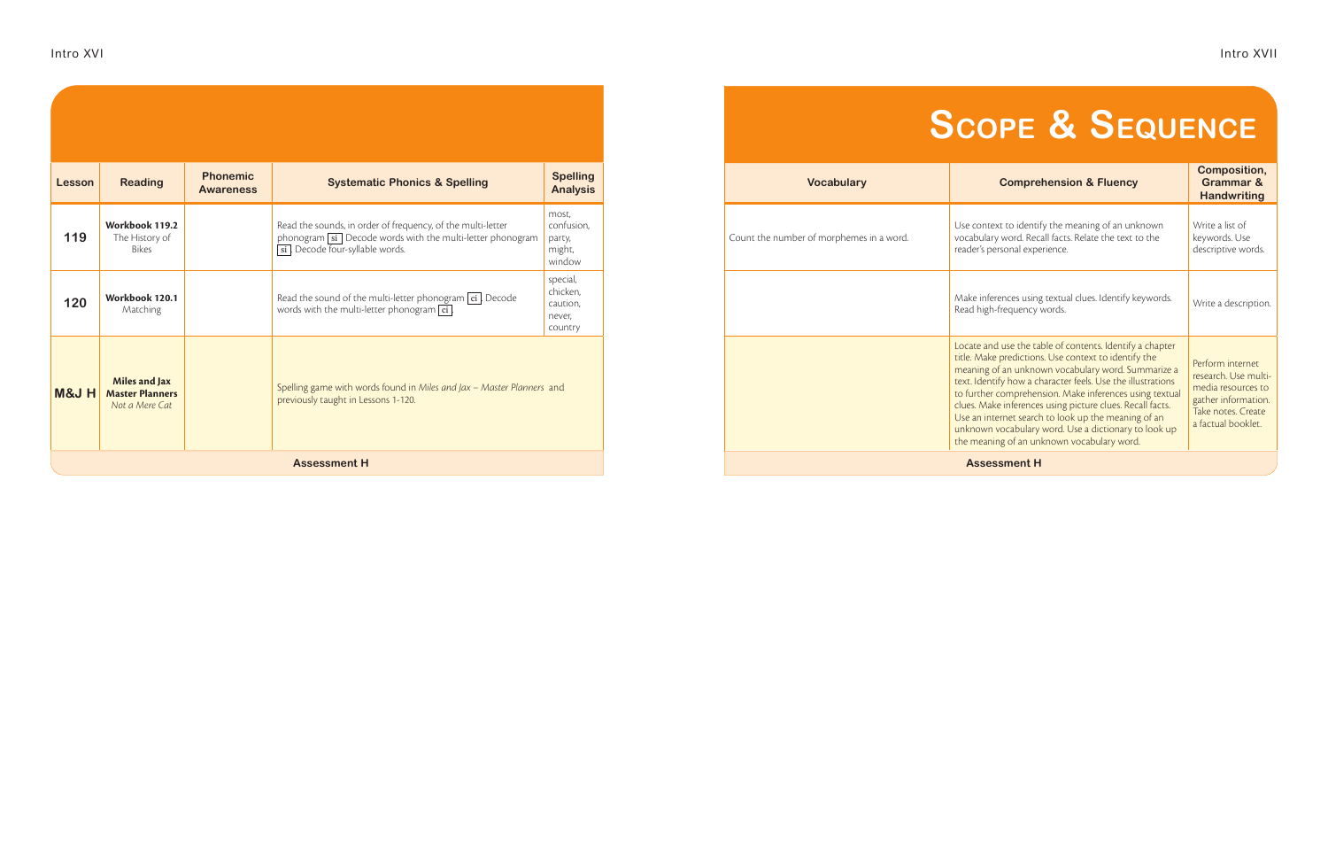# Scope & Sequence

| Lesson | Reading | Phonemic Awareness | Systematic Phonics & Spelling | Spelling Analysis | Vocabulary | Comprehension & Fluency | Composition, Grammar & Handwriting |
|---|---|---|---|---|---|---|---|
| 119 | **Workbook 119.2** The History of Bikes | | Read the sounds, in order of frequency, of the multi-letter phonogram si. Decode words with the multi-letter phonogram si. Decode four-syllable words. | most, confusion, party, might, window | Count the number of morphemes in a word. | Use context to identify the meaning of an unknown vocabulary word. Recall facts. Relate the text to the reader's personal experience. | Write a list of keywords. Use descriptive words. |
| 120 | **Workbook 120.1** Matching | | Read the sound of the multi-letter phonogram ci. Decode words with the multi-letter phonogram ci. | special, chicken, caution, never, country | | Make inferences using textual clues. Identify keywords. Read high-frequency words. | Write a description. |
| M&J H | **Miles and Jax Master Planners** *Not a Mere Cat* | | Spelling game with words found in *Miles and Jax – Master Planners* and previously taught in Lessons 1-120. | | | Locate and use the table of contents. Identify a chapter title. Make predictions. Use context to identify the meaning of an unknown vocabulary word. Summarize a text. Identify how a character feels. Use the illustrations to further comprehension. Make inferences using textual clues. Make inferences using picture clues. Recall facts. Use an internet search to look up the meaning of an unknown vocabulary word. Use a dictionary to look up the meaning of an unknown vocabulary word. | Perform internet research. Use multi-media resources to gather information. Take notes. Create a factual booklet. |
| **Assessment H** | | | | | | | |